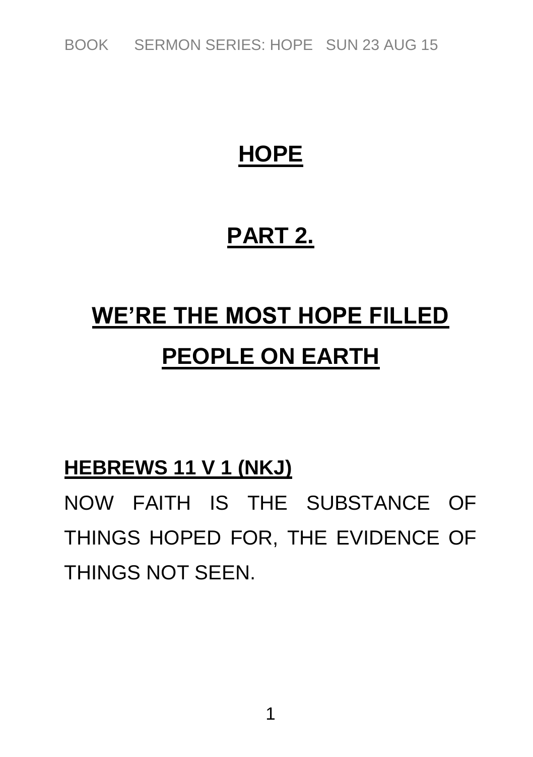# HOPE

## PART 2.

## WE'RE THE MOST HOPE FILLED PEOPLE ON EARTH

**HEBREWS 11 V 1 (NKJ)**

NOW FAITH IS THE SUBSTANCE OF THINGS HOPED FOR, THE EVIDENCE OF THINGS NOT SEEN.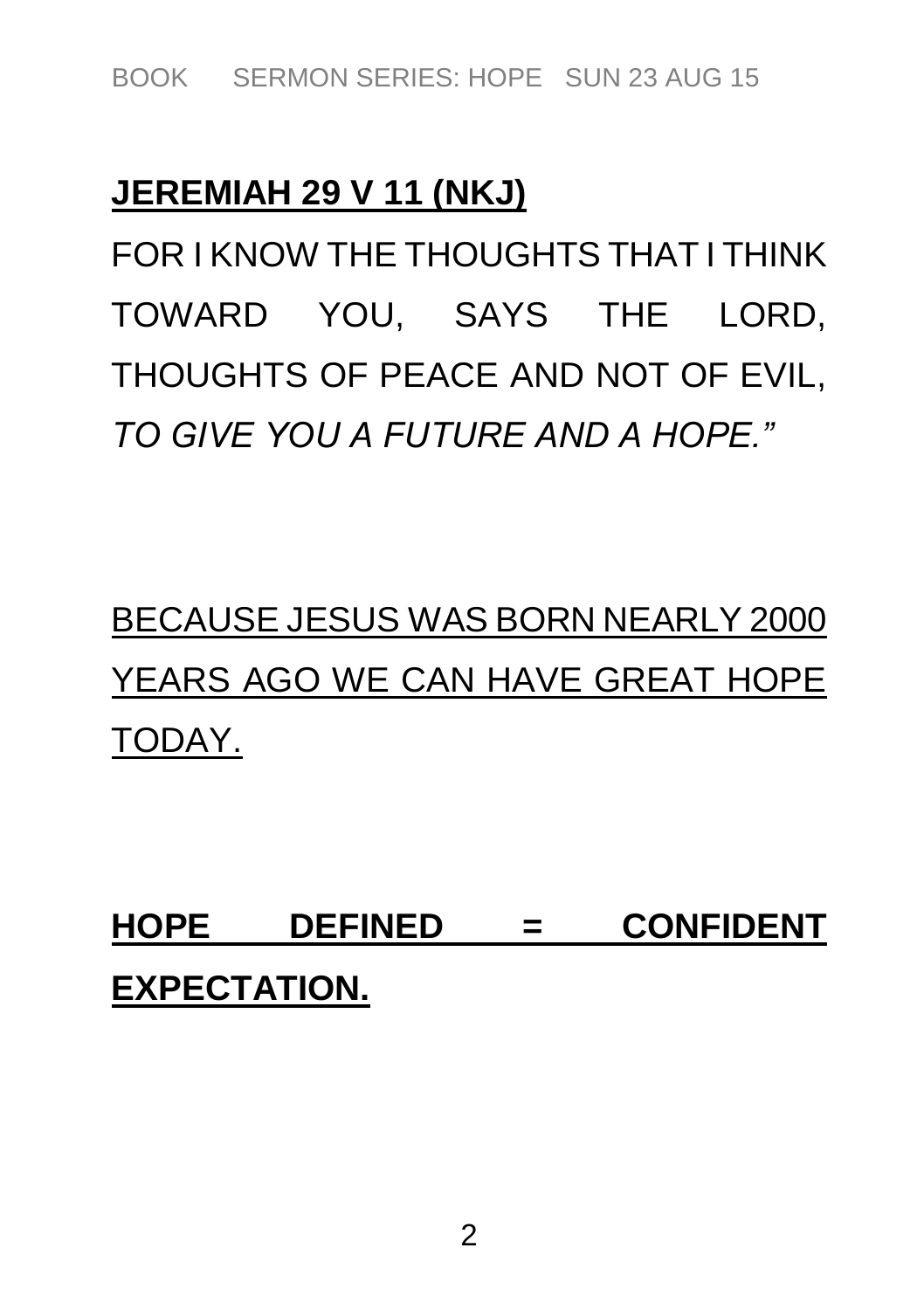**JEREMIAH 29 V 11 (NKJ)**

FOR I KNOW THE THOUGHTS THAT I THINK TOWARD YOU, SAYS THE LORD, THOUGHTS OF PEACE AND NOT OF EVIL, *TO GIVE YOU A FUTURE AND A HOPE."*

BECAUSE JESUS WAS BORN NEARLY 2000 YEARS AGO WE CAN HAVE GREAT HOPE TODAY.

**HOPE DEFINED = CONFIDENT EXPECTATION.**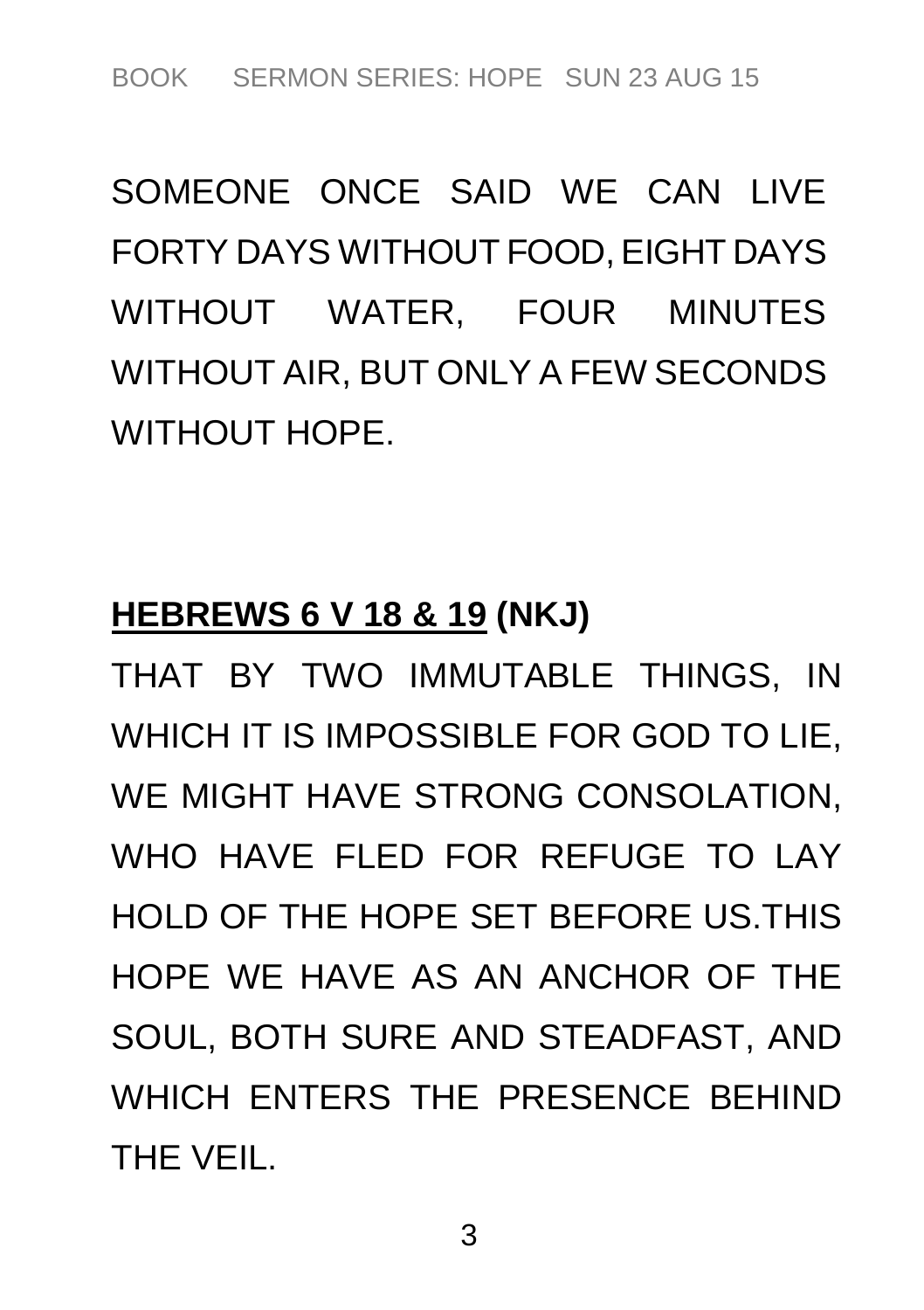SOMEONE ONCE SAID WE CAN LIVE FORTY DAYS WITHOUT FOOD, EIGHT DAYS WITHOUT WATER, FOUR MINUTES WITHOUT AIR, BUT ONLY A FEW SECONDS WITHOUT HOPE.

**HEBREWS 6 V 18 & 19 (NKJ)**

THAT BY TWO IMMUTABLE THINGS, IN WHICH IT IS IMPOSSIBLE FOR GOD TO LIE, WE MIGHT HAVE STRONG CONSOLATION, WHO HAVE FLED FOR REFUGE TO LAY HOLD OF THE HOPE SET BEFORE US.THIS HOPE WE HAVE AS AN ANCHOR OF THE SOUL, BOTH SURE AND STEADFAST, AND WHICH ENTERS THE PRESENCE BEHIND THE VEIL.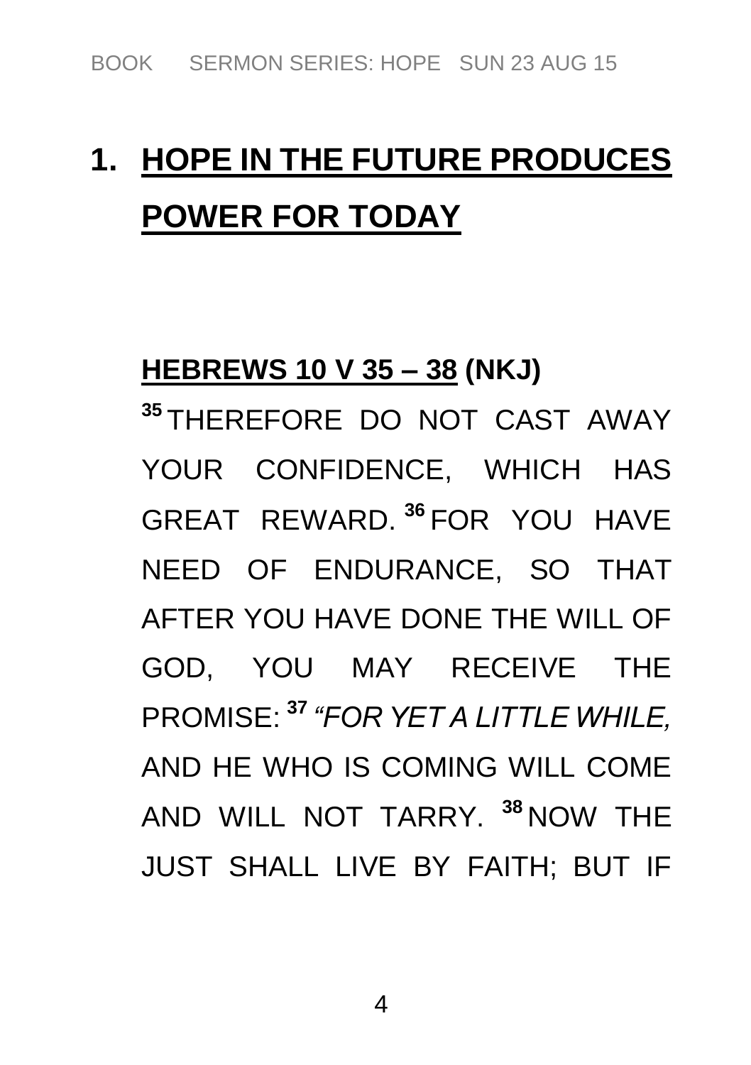# 1. HOPE IN THE FUTURE PRODUCES POWER FOR TODAY

**HEBREWS 10 V 35 – 38 (NKJ)**

**35** THEREFORE DO NOT CAST AWAY YOUR CONFIDENCE, WHICH HAS GREAT REWARD. **36** FOR YOU HAVE NEED OF ENDURANCE, SO THAT AFTER YOU HAVE DONE THE WILL OF GOD, YOU MAY RECEIVE THE PROMISE: **37** *"FOR YET A LITTLE WHILE,* AND HE WHO IS COMING WILL COME AND WILL NOT TARRY. **38** NOW THE JUST SHALL LIVE BY FAITH; BUT IF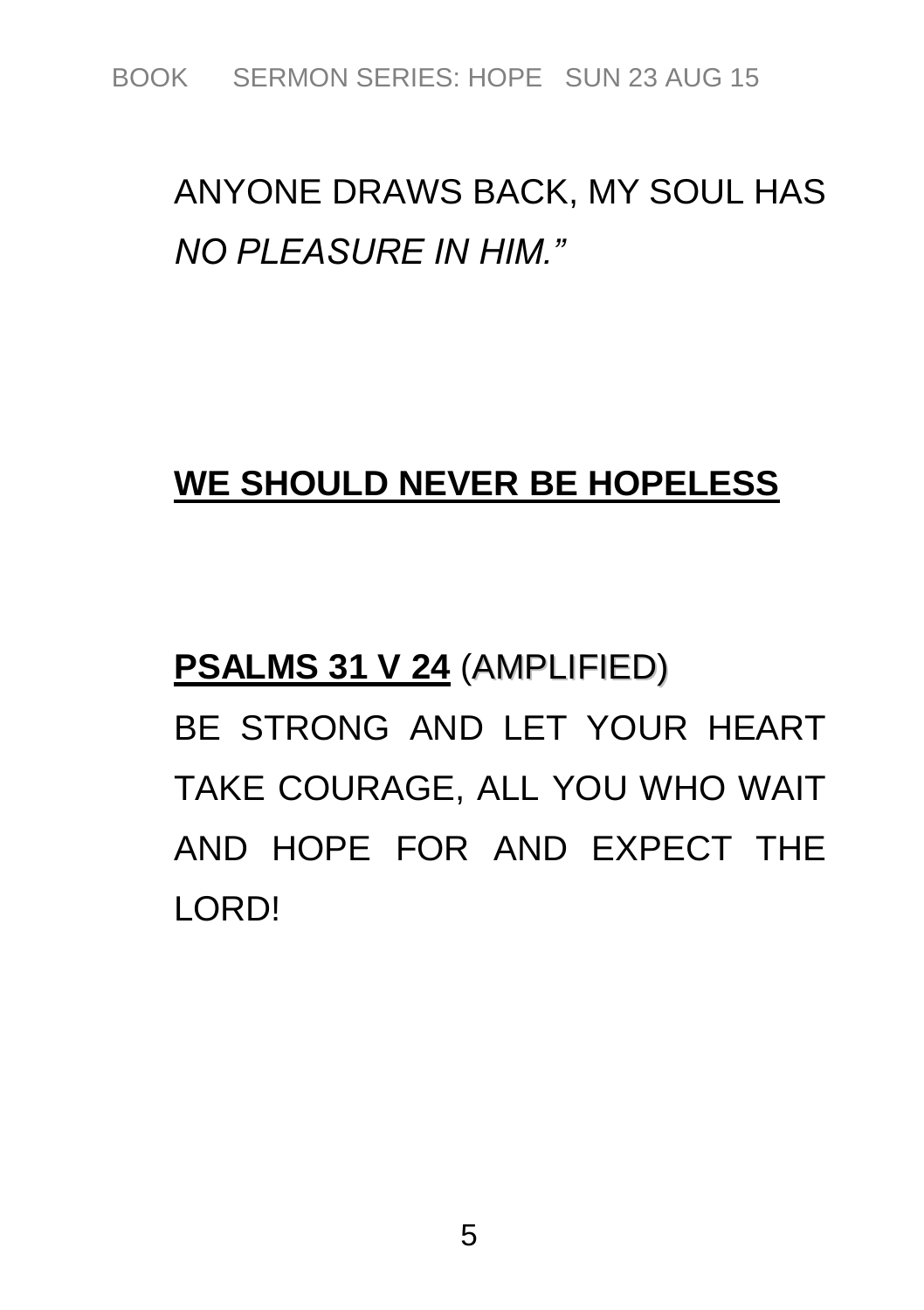ANYONE DRAWS BACK, MY SOUL HAS *NO PLEASURE IN HIM."*

## WE SHOULD NEVER BE HOPELESS

**PSALMS 31 V 24** (AMPLIFIED)

BE STRONG AND LET YOUR HEART TAKE COURAGE, ALL YOU WHO WAIT AND HOPE FOR AND EXPECT THE LORD!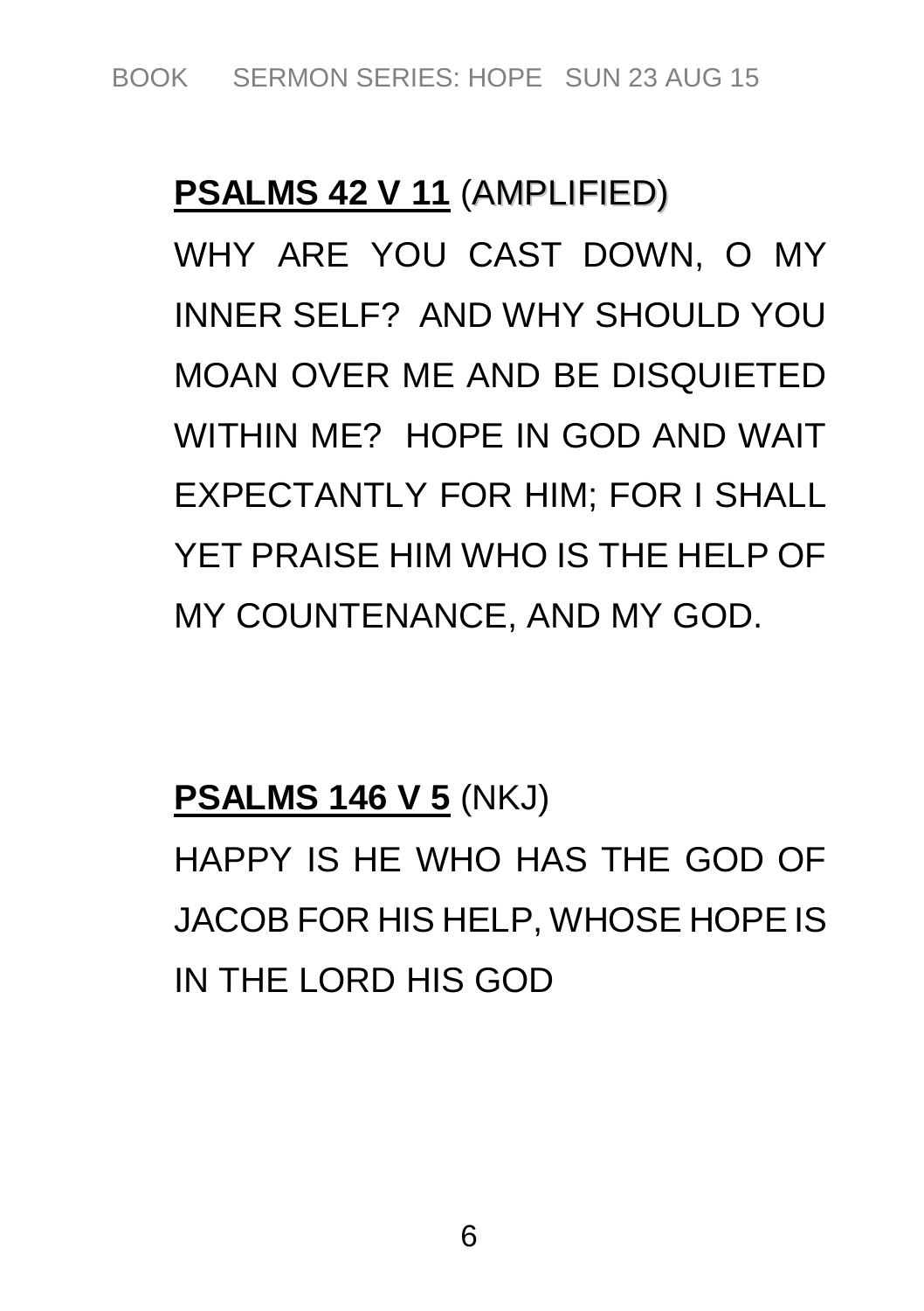**PSALMS 42 V 11** (AMPLIFIED)

WHY ARE YOU CAST DOWN, O MY INNER SELF? AND WHY SHOULD YOU MOAN OVER ME AND BE DISQUIETED WITHIN ME? HOPE IN GOD AND WAIT EXPECTANTLY FOR HIM; FOR I SHALL YET PRAISE HIM WHO IS THE HELP OF MY COUNTENANCE, AND MY GOD.

**PSALMS 146 V 5** (NKJ)

HAPPY IS HE WHO HAS THE GOD OF JACOB FOR HIS HELP, WHOSE HOPE IS IN THE LORD HIS GOD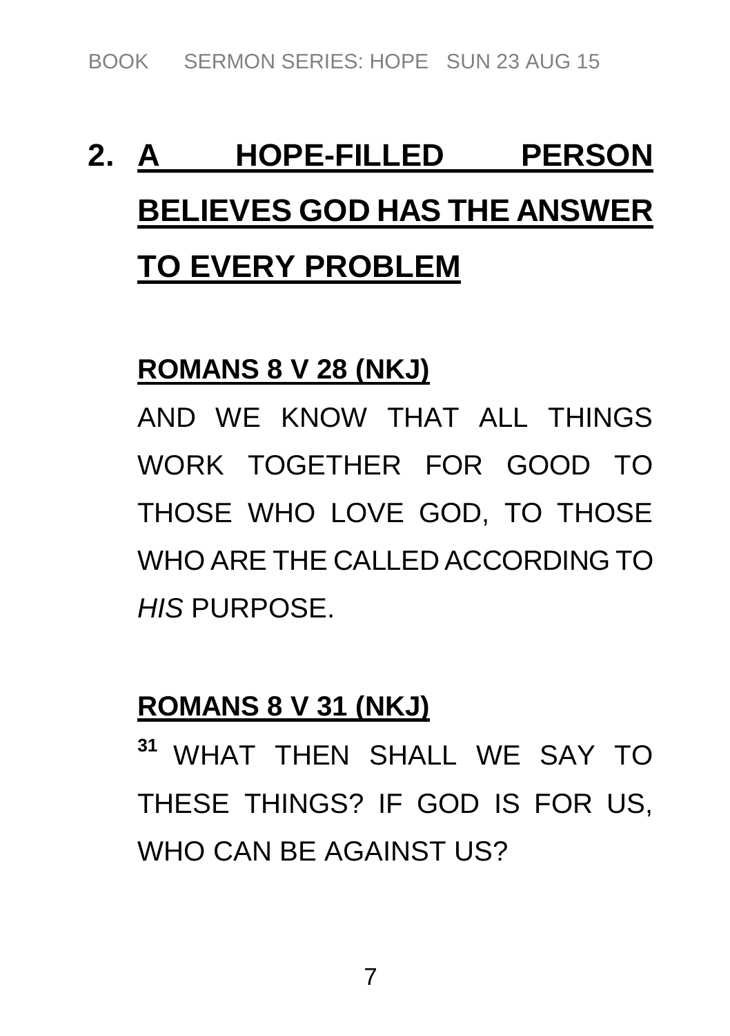## 2. A HOPE-FILLED PERSON BELIEVES GOD HAS THE ANSWER TO EVERY PROBLEM

**ROMANS 8 V 28 (NKJ)**

AND WE KNOW THAT ALL THINGS WORK TOGETHER FOR GOOD TO THOSE WHO LOVE GOD, TO THOSE WHO ARE THE CALLED ACCORDING TO *HIS* PURPOSE.

**ROMANS 8 V 31 (NKJ)**

**31** WHAT THEN SHALL WE SAY TO THESE THINGS? IF GOD IS FOR US, WHO CAN BE AGAINST US?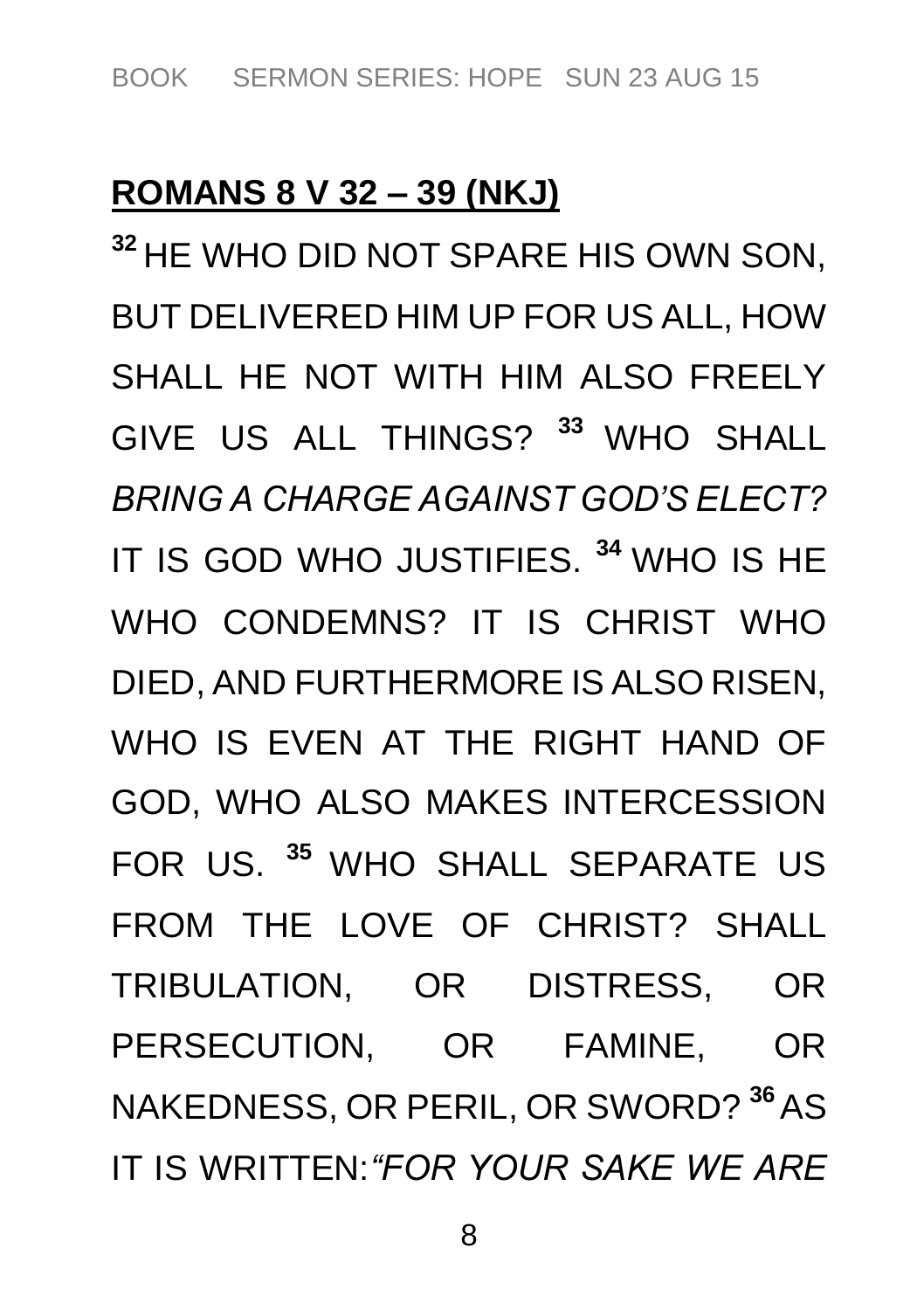**ROMANS 8 V 32 – 39 (NKJ)**

[32] HE WHO DID NOT SPARE HIS OWN SON, BUT DELIVERED HIM UP FOR US ALL, HOW SHALL HE NOT WITH HIM ALSO FREELY GIVE US ALL THINGS? [33] WHO SHALL *BRING A CHARGE AGAINST GOD'S ELECT?* IT IS GOD WHO JUSTIFIES. [34] WHO IS HE WHO CONDEMNS? IT IS CHRIST WHO DIED, AND FURTHERMORE IS ALSO RISEN, WHO IS EVEN AT THE RIGHT HAND OF GOD, WHO ALSO MAKES INTERCESSION FOR US. [35] WHO SHALL SEPARATE US FROM THE LOVE OF CHRIST? SHALL TRIBULATION, OR DISTRESS, OR PERSECUTION, OR FAMINE, OR NAKEDNESS, OR PERIL, OR SWORD? [36] AS IT IS WRITTEN:*"FOR YOUR SAKE WE ARE*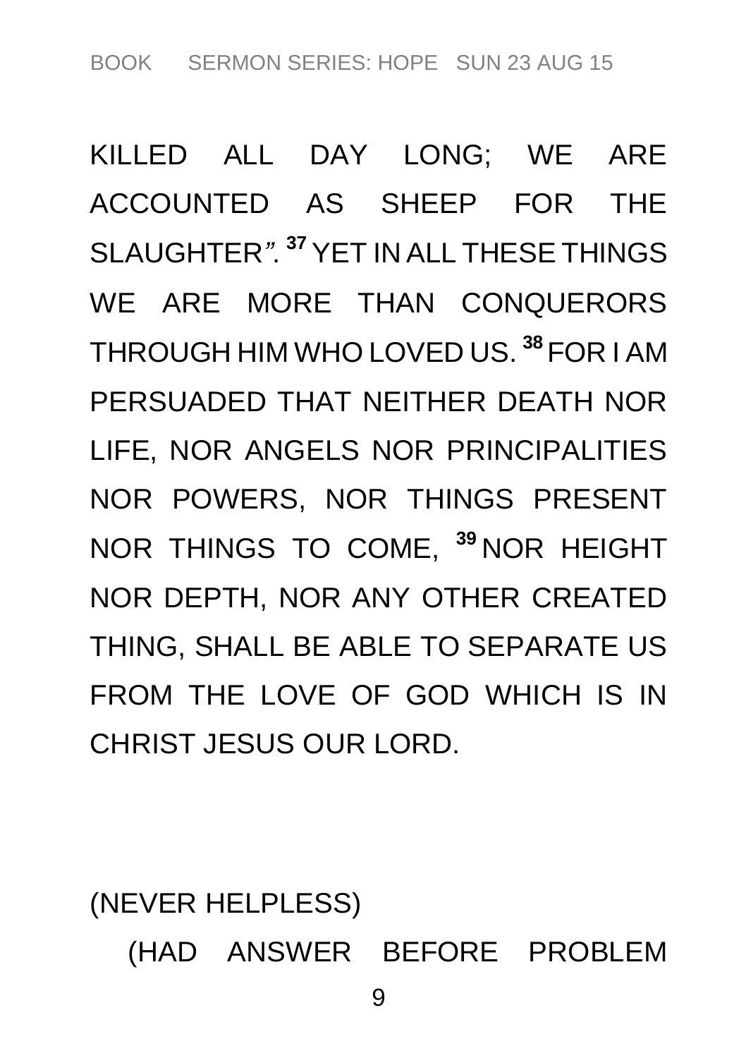KILLED ALL DAY LONG; WE ARE ACCOUNTED AS SHEEP FOR THE SLAUGHTER". [37] YET IN ALL THESE THINGS WE ARE MORE THAN CONQUERORS THROUGH HIM WHO LOVED US. [38] FOR I AM PERSUADED THAT NEITHER DEATH NOR LIFE, NOR ANGELS NOR PRINCIPALITIES NOR POWERS, NOR THINGS PRESENT NOR THINGS TO COME, [39] NOR HEIGHT NOR DEPTH, NOR ANY OTHER CREATED THING, SHALL BE ABLE TO SEPARATE US FROM THE LOVE OF GOD WHICH IS IN CHRIST JESUS OUR LORD.

(NEVER HELPLESS)

(HAD ANSWER BEFORE PROBLEM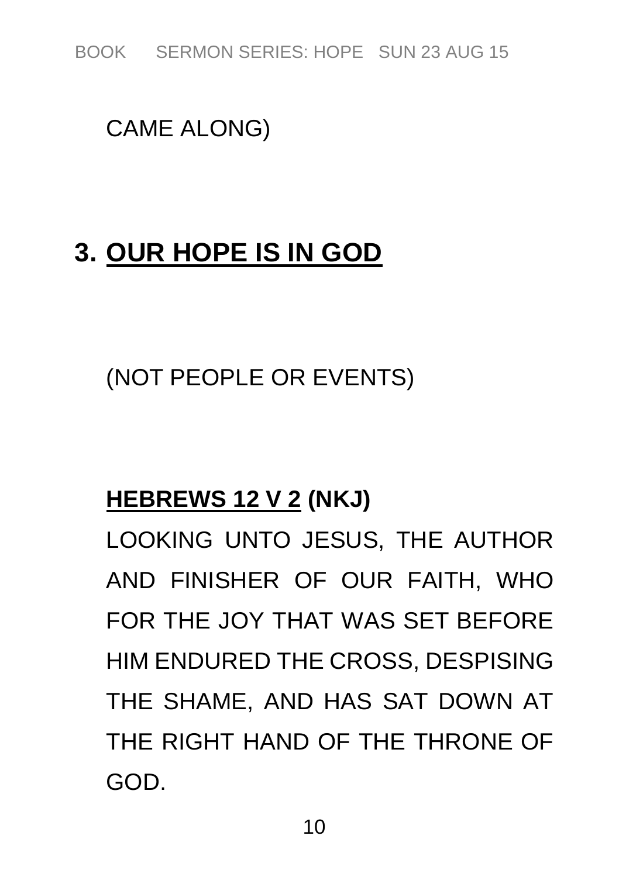CAME ALONG)

## 3. <u>OUR HOPE IS IN GOD</u>

(NOT PEOPLE OR EVENTS)

**<u>HEBREWS 12 V 2</u> (NKJ)**

LOOKING UNTO JESUS, THE AUTHOR AND FINISHER OF OUR FAITH, WHO FOR THE JOY THAT WAS SET BEFORE HIM ENDURED THE CROSS, DESPISING THE SHAME, AND HAS SAT DOWN AT THE RIGHT HAND OF THE THRONE OF GOD.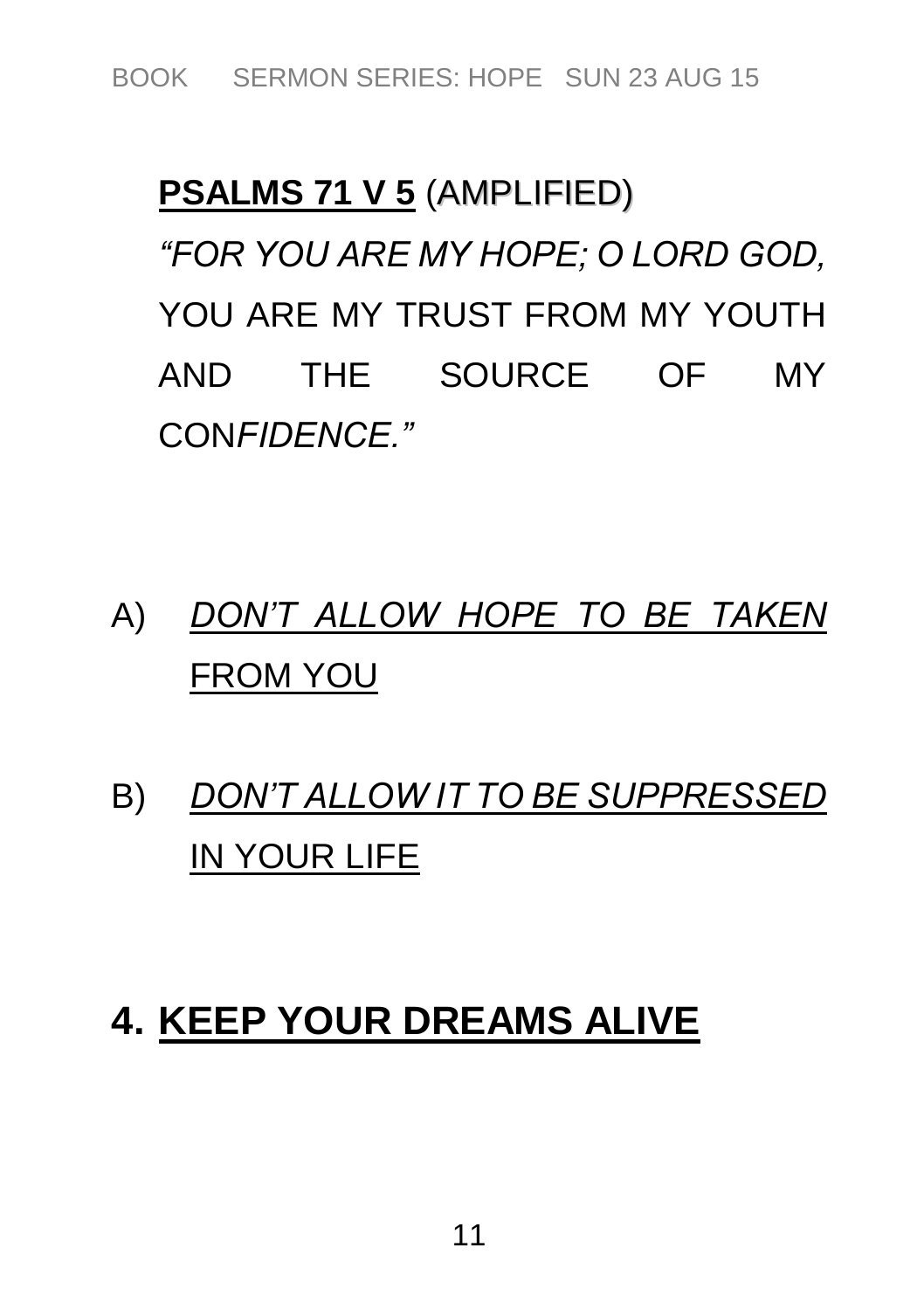**PSALMS 71 V 5** (AMPLIFIED)

*"FOR YOU ARE MY HOPE; O LORD GOD,* YOU ARE MY TRUST FROM MY YOUTH AND THE SOURCE OF MY CON*FIDENCE."*

A) <u>*DON'T ALLOW HOPE TO BE TAKEN* FROM YOU</u>

B) <u>*DON'T ALLOW IT TO BE SUPPRESSED* IN YOUR LIFE</u>

## 4. KEEP YOUR DREAMS ALIVE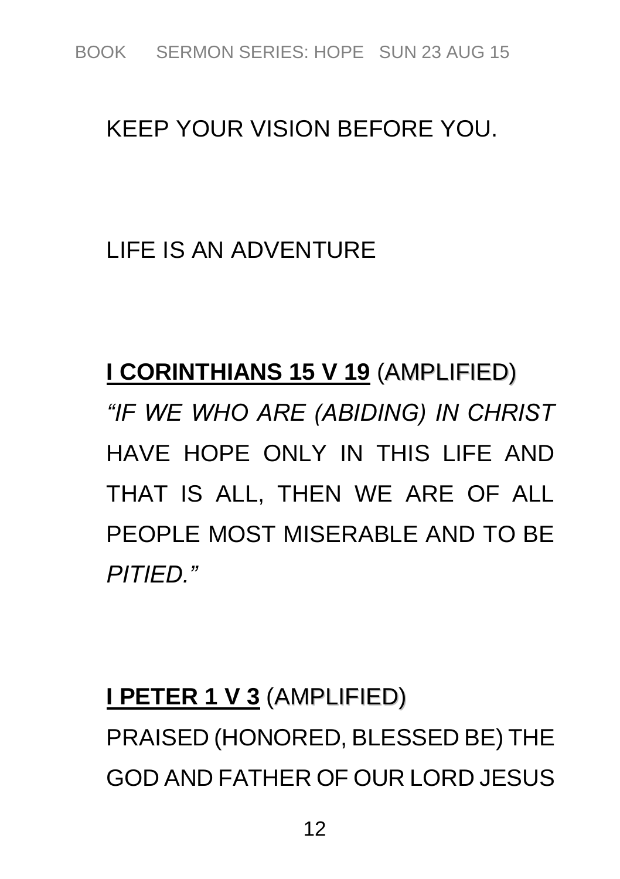KEEP YOUR VISION BEFORE YOU.

LIFE IS AN ADVENTURE

**I CORINTHIANS 15 V 19** (AMPLIFIED)

*"IF WE WHO ARE (ABIDING) IN CHRIST* HAVE HOPE ONLY IN THIS LIFE AND THAT IS ALL, THEN WE ARE OF ALL PEOPLE MOST MISERABLE AND TO BE *PITIED."*

**I PETER 1 V 3** (AMPLIFIED)

PRAISED (HONORED, BLESSED BE) THE GOD AND FATHER OF OUR LORD JESUS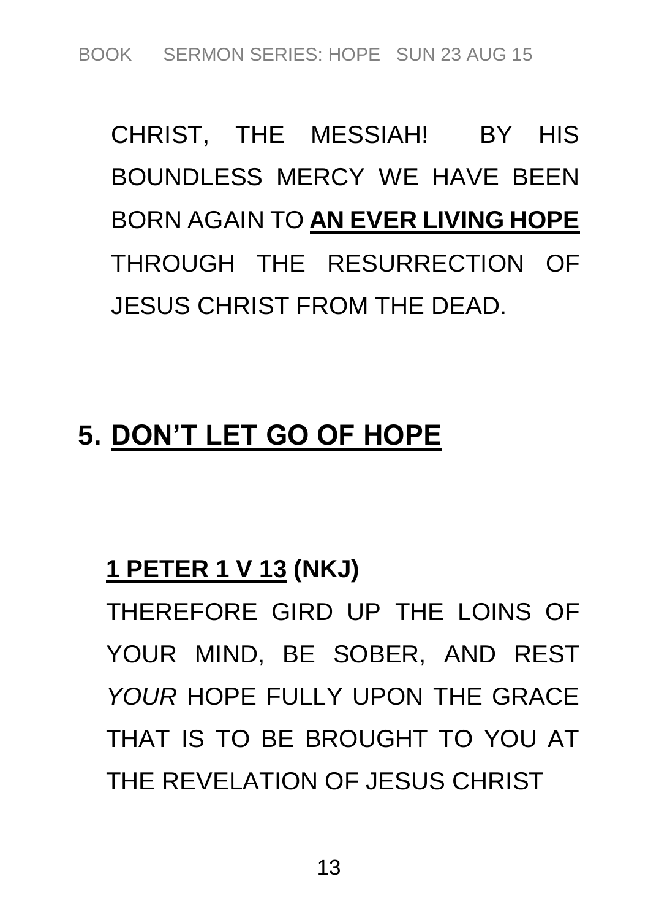CHRIST, THE MESSIAH! BY HIS BOUNDLESS MERCY WE HAVE BEEN BORN AGAIN TO **AN EVER LIVING HOPE** THROUGH THE RESURRECTION OF JESUS CHRIST FROM THE DEAD.

## 5. DON'T LET GO OF HOPE

**1 PETER 1 V 13 (NKJ)**

THEREFORE GIRD UP THE LOINS OF YOUR MIND, BE SOBER, AND REST *YOUR* HOPE FULLY UPON THE GRACE THAT IS TO BE BROUGHT TO YOU AT THE REVELATION OF JESUS CHRIST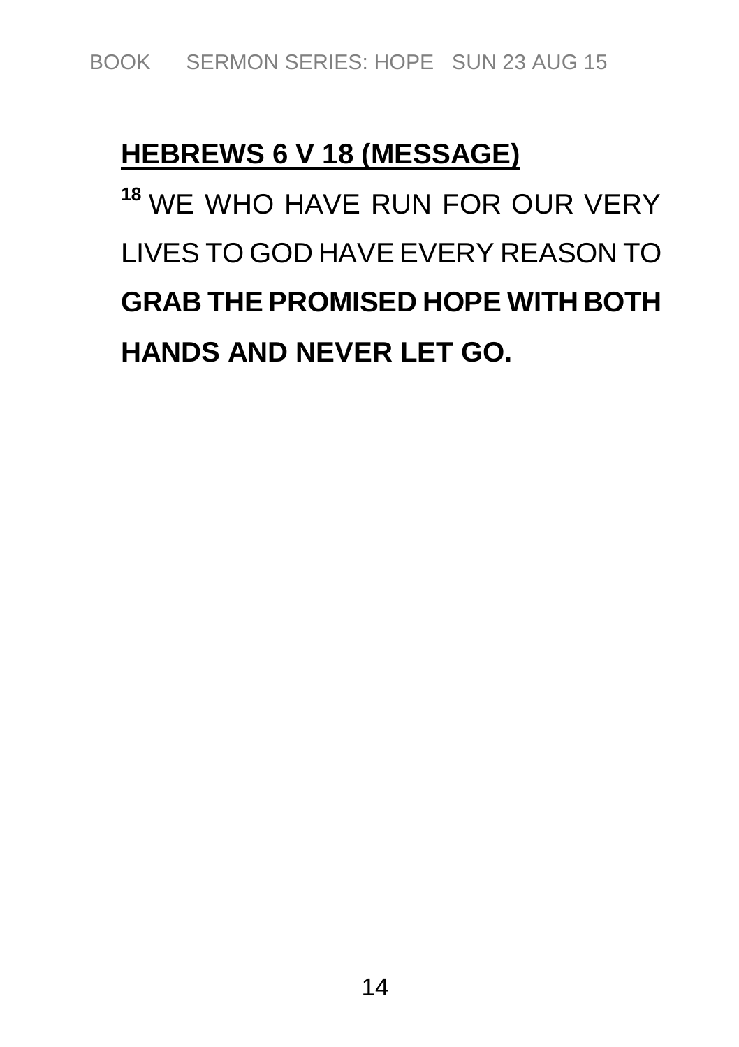## HEBREWS 6 V 18 (MESSAGE)

[18] WE WHO HAVE RUN FOR OUR VERY LIVES TO GOD HAVE EVERY REASON TO **GRAB THE PROMISED HOPE WITH BOTH HANDS AND NEVER LET GO.**